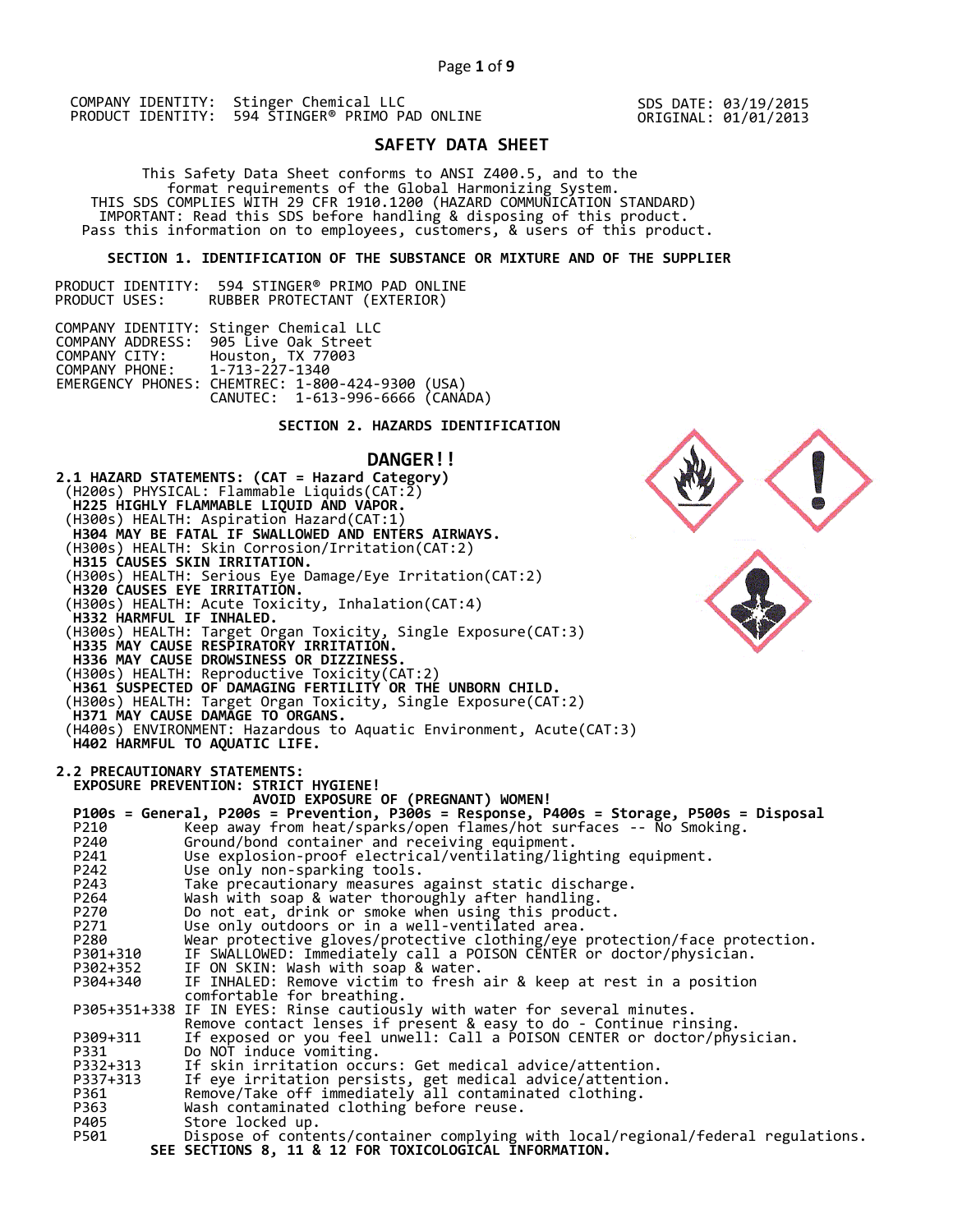COMPANY IDENTITY: Stinger Chemical LLC
PRODUCT IDENTITY: 594 STINGER® PRIMO PAD ONLINE

SDS DATE: 03/19/2015
ORIGINAL: 01/01/2013

# SAFETY DATA SHEET

This Safety Data Sheet conforms to ANSI Z400.5, and to the format requirements of the Global Harmonizing System.
THIS SDS COMPLIES WITH 29 CFR 1910.1200 (HAZARD COMMUNICATION STANDARD)
IMPORTANT: Read this SDS before handling & disposing of this product.
Pass this information on to employees, customers, & users of this product.

## SECTION 1. IDENTIFICATION OF THE SUBSTANCE OR MIXTURE AND OF THE SUPPLIER

PRODUCT IDENTITY: 594 STINGER® PRIMO PAD ONLINE
PRODUCT USES: RUBBER PROTECTANT (EXTERIOR)

COMPANY IDENTITY: Stinger Chemical LLC
COMPANY ADDRESS: 905 Live Oak Street
COMPANY CITY: Houston, TX 77003
COMPANY PHONE: 1-713-227-1340
EMERGENCY PHONES: CHEMTREC: 1-800-424-9300 (USA)
CANUTEC: 1-613-996-6666 (CANADA)

## SECTION 2. HAZARDS IDENTIFICATION

**DANGER!!**

**2.1 HAZARD STATEMENTS: (CAT = Hazard Category)**

(H200s) PHYSICAL: Flammable Liquids(CAT:2)
**H225 HIGHLY FLAMMABLE LIQUID AND VAPOR.**
(H300s) HEALTH: Aspiration Hazard(CAT:1)
**H304 MAY BE FATAL IF SWALLOWED AND ENTERS AIRWAYS.**
(H300s) HEALTH: Skin Corrosion/Irritation(CAT:2)
**H315 CAUSES SKIN IRRITATION.**
(H300s) HEALTH: Serious Eye Damage/Eye Irritation(CAT:2)
**H320 CAUSES EYE IRRITATION.**
(H300s) HEALTH: Acute Toxicity, Inhalation(CAT:4)
**H332 HARMFUL IF INHALED.**
(H300s) HEALTH: Target Organ Toxicity, Single Exposure(CAT:3)
**H335 MAY CAUSE RESPIRATORY IRRITATION.**
**H336 MAY CAUSE DROWSINESS OR DIZZINESS.**
(H300s) HEALTH: Reproductive Toxicity(CAT:2)
**H361 SUSPECTED OF DAMAGING FERTILITY OR THE UNBORN CHILD.**
(H300s) HEALTH: Target Organ Toxicity, Single Exposure(CAT:2)
**H371 MAY CAUSE DAMAGE TO ORGANS.**
(H400s) ENVIRONMENT: Hazardous to Aquatic Environment, Acute(CAT:3)
**H402 HARMFUL TO AQUATIC LIFE.**

**2.2 PRECAUTIONARY STATEMENTS:**

**EXPOSURE PREVENTION: STRICT HYGIENE!**
**AVOID EXPOSURE OF (PREGNANT) WOMEN!**

**P100s = General, P200s = Prevention, P300s = Response, P400s = Storage, P500s = Disposal**

| | |
|---|---|
| P210 | Keep away from heat/sparks/open flames/hot surfaces -- No Smoking. |
| P240 | Ground/bond container and receiving equipment. |
| P241 | Use explosion-proof electrical/ventilating/lighting equipment. |
| P242 | Use only non-sparking tools. |
| P243 | Take precautionary measures against static discharge. |
| P264 | Wash with soap & water thoroughly after handling. |
| P270 | Do not eat, drink or smoke when using this product. |
| P271 | Use only outdoors or in a well-ventilated area. |
| P280 | Wear protective gloves/protective clothing/eye protection/face protection. |
| P301+310 | IF SWALLOWED: Immediately call a POISON CENTER or doctor/physician. |
| P302+352 | IF ON SKIN: Wash with soap & water. |
| P304+340 | IF INHALED: Remove victim to fresh air & keep at rest in a position comfortable for breathing. |
| P305+351+338 | IF IN EYES: Rinse cautiously with water for several minutes. Remove contact lenses if present & easy to do - Continue rinsing. |
| P309+311 | If exposed or you feel unwell: Call a POISON CENTER or doctor/physician. |
| P331 | Do NOT induce vomiting. |
| P332+313 | If skin irritation occurs: Get medical advice/attention. |
| P337+313 | If eye irritation persists, get medical advice/attention. |
| P361 | Remove/Take off immediately all contaminated clothing. |
| P363 | Wash contaminated clothing before reuse. |
| P405 | Store locked up. |
| P501 | Dispose of contents/container complying with local/regional/federal regulations. |

**SEE SECTIONS 8, 11 & 12 FOR TOXICOLOGICAL INFORMATION.**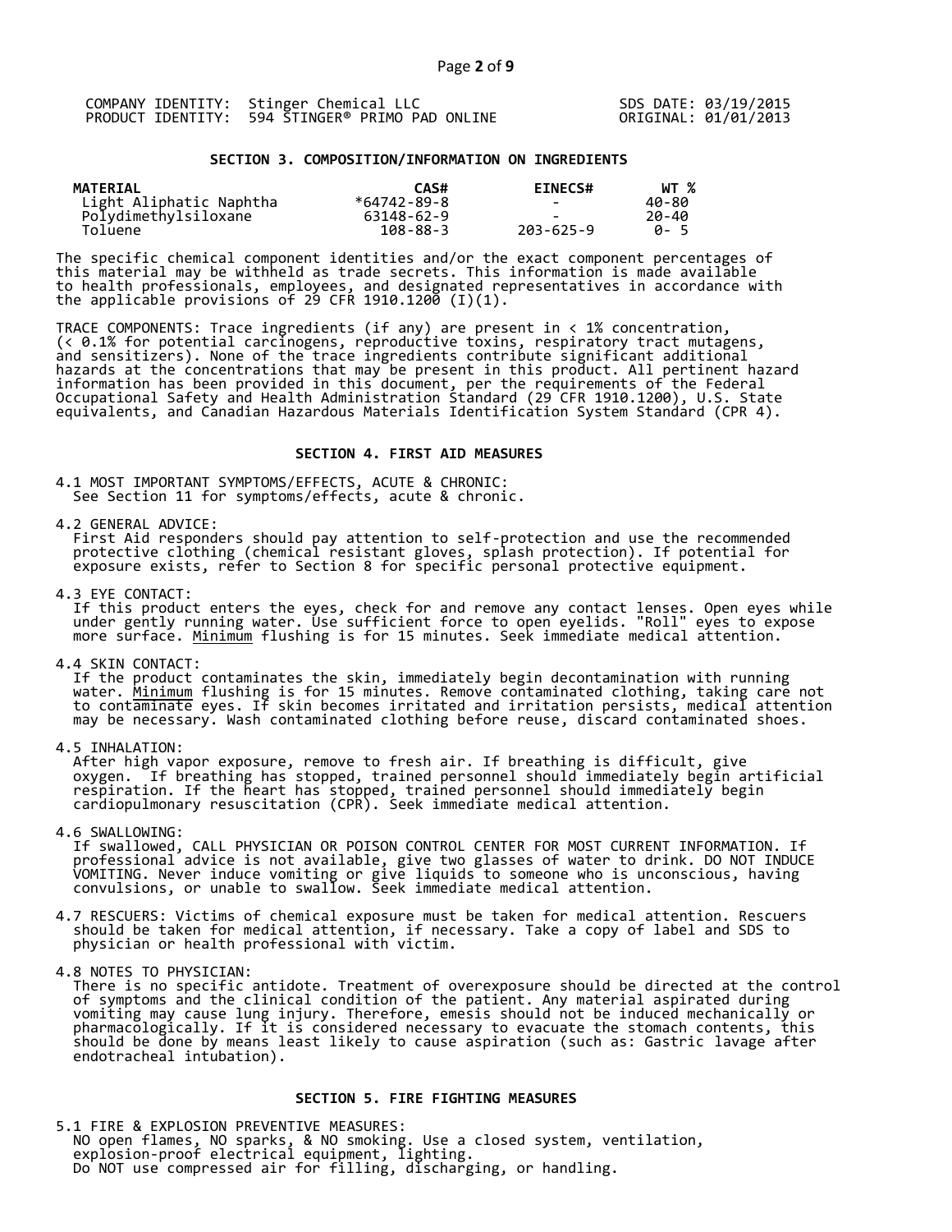COMPANY IDENTITY: Stinger Chemical LLC
PRODUCT IDENTITY: 594 STINGER® PRIMO PAD ONLINE

SDS DATE: 03/19/2015
ORIGINAL: 01/01/2013

## SECTION 3. COMPOSITION/INFORMATION ON INGREDIENTS

| MATERIAL | CAS# | EINECS# | WT % |
|---|---|---|---|
| Light Aliphatic Naphtha | *64742-89-8 | - | 40-80 |
| Polydimethylsiloxane | 63148-62-9 | - | 20-40 |
| Toluene | 108-88-3 | 203-625-9 | 0- 5 |

The specific chemical component identities and/or the exact component percentages of this material may be withheld as trade secrets. This information is made available to health professionals, employees, and designated representatives in accordance with the applicable provisions of 29 CFR 1910.1200 (I)(1).

TRACE COMPONENTS: Trace ingredients (if any) are present in < 1% concentration, (< 0.1% for potential carcinogens, reproductive toxins, respiratory tract mutagens, and sensitizers). None of the trace ingredients contribute significant additional hazards at the concentrations that may be present in this product. All pertinent hazard information has been provided in this document, per the requirements of the Federal Occupational Safety and Health Administration Standard (29 CFR 1910.1200), U.S. State equivalents, and Canadian Hazardous Materials Identification System Standard (CPR 4).

## SECTION 4. FIRST AID MEASURES

4.1 MOST IMPORTANT SYMPTOMS/EFFECTS, ACUTE & CHRONIC:
See Section 11 for symptoms/effects, acute & chronic.

4.2 GENERAL ADVICE:
First Aid responders should pay attention to self-protection and use the recommended protective clothing (chemical resistant gloves, splash protection). If potential for exposure exists, refer to Section 8 for specific personal protective equipment.

4.3 EYE CONTACT:
If this product enters the eyes, check for and remove any contact lenses. Open eyes while under gently running water. Use sufficient force to open eyelids. "Roll" eyes to expose more surface. Minimum flushing is for 15 minutes. Seek immediate medical attention.

4.4 SKIN CONTACT:
If the product contaminates the skin, immediately begin decontamination with running water. Minimum flushing is for 15 minutes. Remove contaminated clothing, taking care not to contaminate eyes. If skin becomes irritated and irritation persists, medical attention may be necessary. Wash contaminated clothing before reuse, discard contaminated shoes.

4.5 INHALATION:
After high vapor exposure, remove to fresh air. If breathing is difficult, give oxygen. If breathing has stopped, trained personnel should immediately begin artificial respiration. If the heart has stopped, trained personnel should immediately begin cardiopulmonary resuscitation (CPR). Seek immediate medical attention.

4.6 SWALLOWING:
If swallowed, CALL PHYSICIAN OR POISON CONTROL CENTER FOR MOST CURRENT INFORMATION. If professional advice is not available, give two glasses of water to drink. DO NOT INDUCE VOMITING. Never induce vomiting or give liquids to someone who is unconscious, having convulsions, or unable to swallow. Seek immediate medical attention.

4.7 RESCUERS: Victims of chemical exposure must be taken for medical attention. Rescuers should be taken for medical attention, if necessary. Take a copy of label and SDS to physician or health professional with victim.

4.8 NOTES TO PHYSICIAN:
There is no specific antidote. Treatment of overexposure should be directed at the control of symptoms and the clinical condition of the patient. Any material aspirated during vomiting may cause lung injury. Therefore, emesis should not be induced mechanically or pharmacologically. If it is considered necessary to evacuate the stomach contents, this should be done by means least likely to cause aspiration (such as: Gastric lavage after endotracheal intubation).

## SECTION 5. FIRE FIGHTING MEASURES

5.1 FIRE & EXPLOSION PREVENTIVE MEASURES:
NO open flames, NO sparks, & NO smoking. Use a closed system, ventilation, explosion-proof electrical equipment, lighting.
Do NOT use compressed air for filling, discharging, or handling.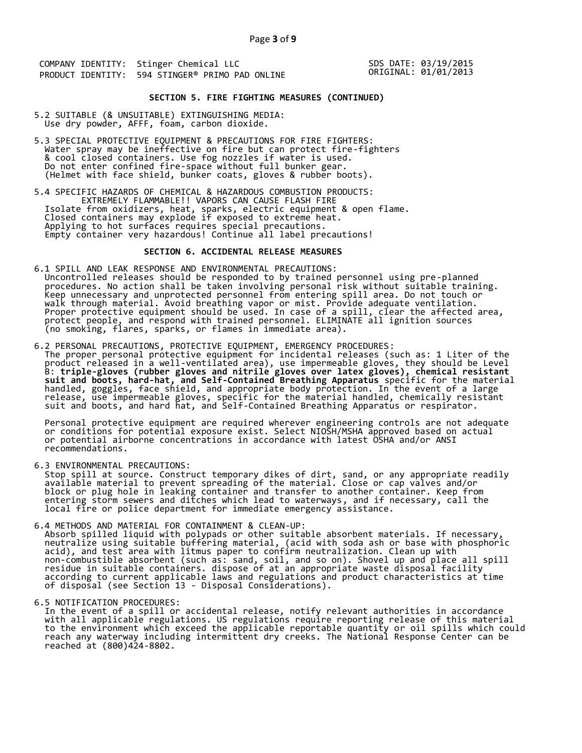COMPANY IDENTITY: Stinger Chemical LLC
PRODUCT IDENTITY: 594 STINGER® PRIMO PAD ONLINE

SDS DATE: 03/19/2015
ORIGINAL: 01/01/2013

## SECTION 5. FIRE FIGHTING MEASURES (CONTINUED)

5.2 SUITABLE (& UNSUITABLE) EXTINGUISHING MEDIA:
Use dry powder, AFFF, foam, carbon dioxide.

5.3 SPECIAL PROTECTIVE EQUIPMENT & PRECAUTIONS FOR FIRE FIGHTERS:
Water spray may be ineffective on fire but can protect fire-fighters & cool closed containers. Use fog nozzles if water is used. Do not enter confined fire-space without full bunker gear. (Helmet with face shield, bunker coats, gloves & rubber boots).

5.4 SPECIFIC HAZARDS OF CHEMICAL & HAZARDOUS COMBUSTION PRODUCTS:
EXTREMELY FLAMMABLE!! VAPORS CAN CAUSE FLASH FIRE
Isolate from oxidizers, heat, sparks, electric equipment & open flame.
Closed containers may explode if exposed to extreme heat.
Applying to hot surfaces requires special precautions.
Empty container very hazardous! Continue all label precautions!

## SECTION 6. ACCIDENTAL RELEASE MEASURES

6.1 SPILL AND LEAK RESPONSE AND ENVIRONMENTAL PRECAUTIONS:
Uncontrolled releases should be responded to by trained personnel using pre-planned procedures. No action shall be taken involving personal risk without suitable training. Keep unnecessary and unprotected personnel from entering spill area. Do not touch or walk through material. Avoid breathing vapor or mist. Provide adequate ventilation. Proper protective equipment should be used. In case of a spill, clear the affected area, protect people, and respond with trained personnel. ELIMINATE all ignition sources (no smoking, flares, sparks, or flames in immediate area).

6.2 PERSONAL PRECAUTIONS, PROTECTIVE EQUIPMENT, EMERGENCY PROCEDURES:
The proper personal protective equipment for incidental releases (such as: 1 Liter of the product released in a well-ventilated area), use impermeable gloves, they should be Level B: **triple-gloves (rubber gloves and nitrile gloves over latex gloves), chemical resistant suit and boots, hard-hat, and Self-Contained Breathing Apparatus** specific for the material handled, goggles, face shield, and appropriate body protection. In the event of a large release, use impermeable gloves, specific for the material handled, chemically resistant suit and boots, and hard hat, and Self-Contained Breathing Apparatus or respirator.

Personal protective equipment are required wherever engineering controls are not adequate or conditions for potential exposure exist. Select NIOSH/MSHA approved based on actual or potential airborne concentrations in accordance with latest OSHA and/or ANSI recommendations.

6.3 ENVIRONMENTAL PRECAUTIONS:
Stop spill at source. Construct temporary dikes of dirt, sand, or any appropriate readily available material to prevent spreading of the material. Close or cap valves and/or block or plug hole in leaking container and transfer to another container. Keep from entering storm sewers and ditches which lead to waterways, and if necessary, call the local fire or police department for immediate emergency assistance.

6.4 METHODS AND MATERIAL FOR CONTAINMENT & CLEAN-UP:
Absorb spilled liquid with polypads or other suitable absorbent materials. If necessary, neutralize using suitable buffering material, (acid with soda ash or base with phosphoric acid), and test area with litmus paper to confirm neutralization. Clean up with non-combustible absorbent (such as: sand, soil, and so on). Shovel up and place all spill residue in suitable containers. dispose of at an appropriate waste disposal facility according to current applicable laws and regulations and product characteristics at time of disposal (see Section 13 - Disposal Considerations).

6.5 NOTIFICATION PROCEDURES:
In the event of a spill or accidental release, notify relevant authorities in accordance with all applicable regulations. US regulations require reporting release of this material to the environment which exceed the applicable reportable quantity or oil spills which could reach any waterway including intermittent dry creeks. The National Response Center can be reached at (800)424-8802.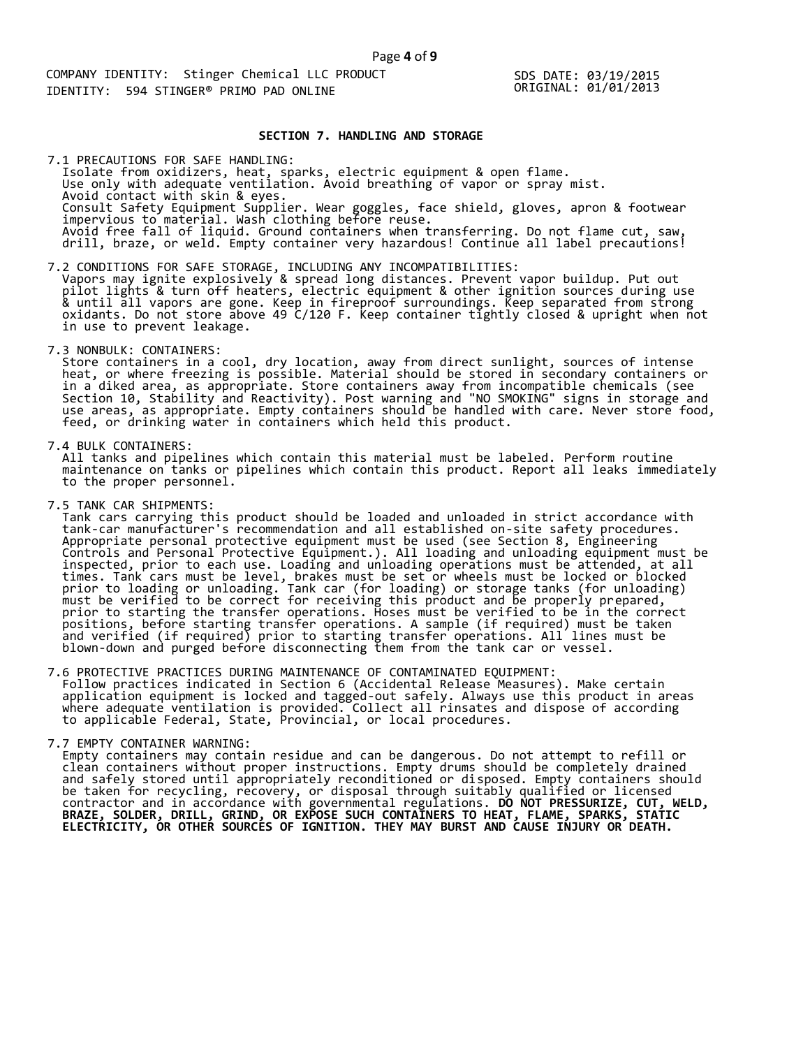## SECTION 7. HANDLING AND STORAGE

7.1 PRECAUTIONS FOR SAFE HANDLING:
Isolate from oxidizers, heat, sparks, electric equipment & open flame.
Use only with adequate ventilation. Avoid breathing of vapor or spray mist.
Avoid contact with skin & eyes.
Consult Safety Equipment Supplier. Wear goggles, face shield, gloves, apron & footwear impervious to material. Wash clothing before reuse.
Avoid free fall of liquid. Ground containers when transferring. Do not flame cut, saw, drill, braze, or weld. Empty container very hazardous! Continue all label precautions!

7.2 CONDITIONS FOR SAFE STORAGE, INCLUDING ANY INCOMPATIBILITIES:
Vapors may ignite explosively & spread long distances. Prevent vapor buildup. Put out pilot lights & turn off heaters, electric equipment & other ignition sources during use & until all vapors are gone. Keep in fireproof surroundings. Keep separated from strong oxidants. Do not store above 49 C/120 F. Keep container tightly closed & upright when not in use to prevent leakage.

7.3 NONBULK: CONTAINERS:
Store containers in a cool, dry location, away from direct sunlight, sources of intense heat, or where freezing is possible. Material should be stored in secondary containers or in a diked area, as appropriate. Store containers away from incompatible chemicals (see Section 10, Stability and Reactivity). Post warning and "NO SMOKING" signs in storage and use areas, as appropriate. Empty containers should be handled with care. Never store food, feed, or drinking water in containers which held this product.

7.4 BULK CONTAINERS:
All tanks and pipelines which contain this material must be labeled. Perform routine maintenance on tanks or pipelines which contain this product. Report all leaks immediately to the proper personnel.

7.5 TANK CAR SHIPMENTS:
Tank cars carrying this product should be loaded and unloaded in strict accordance with tank-car manufacturer's recommendation and all established on-site safety procedures. Appropriate personal protective equipment must be used (see Section 8, Engineering Controls and Personal Protective Equipment.). All loading and unloading equipment must be inspected, prior to each use. Loading and unloading operations must be attended, at all times. Tank cars must be level, brakes must be set or wheels must be locked or blocked prior to loading or unloading. Tank car (for loading) or storage tanks (for unloading) must be verified to be correct for receiving this product and be properly prepared, prior to starting the transfer operations. Hoses must be verified to be in the correct positions, before starting transfer operations. A sample (if required) must be taken and verified (if required) prior to starting transfer operations. All lines must be blown-down and purged before disconnecting them from the tank car or vessel.

7.6 PROTECTIVE PRACTICES DURING MAINTENANCE OF CONTAMINATED EQUIPMENT:
Follow practices indicated in Section 6 (Accidental Release Measures). Make certain application equipment is locked and tagged-out safely. Always use this product in areas where adequate ventilation is provided. Collect all rinsates and dispose of according to applicable Federal, State, Provincial, or local procedures.

7.7 EMPTY CONTAINER WARNING:
Empty containers may contain residue and can be dangerous. Do not attempt to refill or clean containers without proper instructions. Empty drums should be completely drained and safely stored until appropriately reconditioned or disposed. Empty containers should be taken for recycling, recovery, or disposal through suitably qualified or licensed contractor and in accordance with governmental regulations. **DO NOT PRESSURIZE, CUT, WELD, BRAZE, SOLDER, DRILL, GRIND, OR EXPOSE SUCH CONTAINERS TO HEAT, FLAME, SPARKS, STATIC ELECTRICITY, OR OTHER SOURCES OF IGNITION. THEY MAY BURST AND CAUSE INJURY OR DEATH.**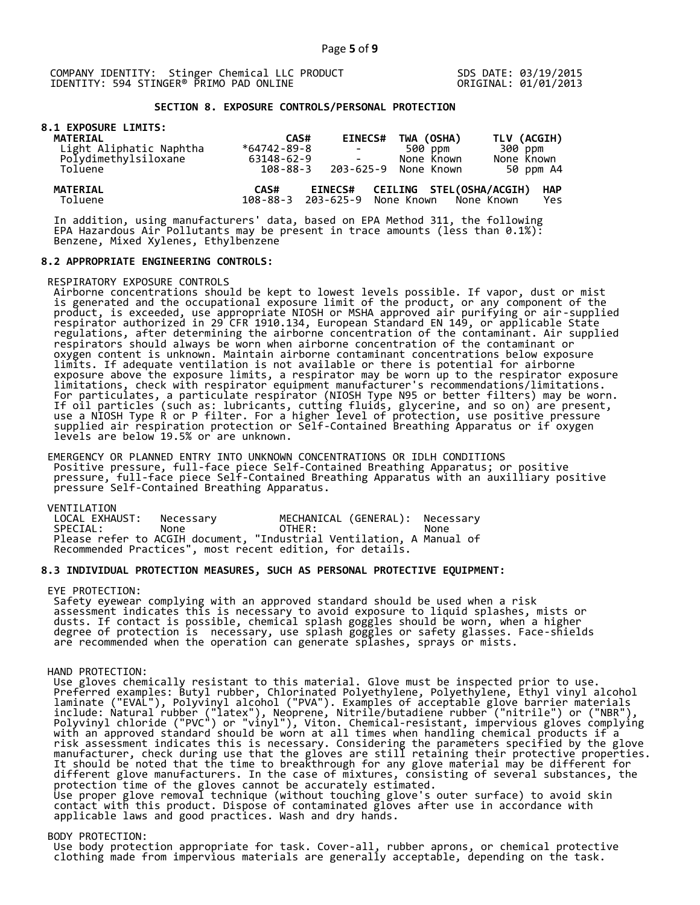COMPANY IDENTITY: Stinger Chemical LLC PRODUCT IDENTITY: 594 STINGER® PRIMO PAD ONLINE

SDS DATE: 03/19/2015
ORIGINAL: 01/01/2013

## SECTION 8. EXPOSURE CONTROLS/PERSONAL PROTECTION

### 8.1 EXPOSURE LIMITS:

| MATERIAL | CAS# | EINECS# | TWA (OSHA) | TLV (ACGIH) |
|---|---|---|---|---|
| Light Aliphatic Naphtha | *64742-89-8 | - | 500 ppm | 300 ppm |
| Polydimethylsiloxane | 63148-62-9 | - | None Known | None Known |
| Toluene | 108-88-3 | 203-625-9 | None Known | 50 ppm A4 |

| MATERIAL | CAS# | EINECS# | CEILING | STEL(OSHA/ACGIH) | HAP |
|---|---|---|---|---|---|
| Toluene | 108-88-3 | 203-625-9 | None Known | None Known | Yes |

In addition, using manufacturers' data, based on EPA Method 311, the following EPA Hazardous Air Pollutants may be present in trace amounts (less than 0.1%): Benzene, Mixed Xylenes, Ethylbenzene

### 8.2 APPROPRIATE ENGINEERING CONTROLS:

RESPIRATORY EXPOSURE CONTROLS
Airborne concentrations should be kept to lowest levels possible. If vapor, dust or mist is generated and the occupational exposure limit of the product, or any component of the product, is exceeded, use appropriate NIOSH or MSHA approved air purifying or air-supplied respirator authorized in 29 CFR 1910.134, European Standard EN 149, or applicable State regulations, after determining the airborne concentration of the contaminant. Air supplied respirators should always be worn when airborne concentration of the contaminant or oxygen content is unknown. Maintain airborne contaminant concentrations below exposure limits. If adequate ventilation is not available or there is potential for airborne exposure above the exposure limits, a respirator may be worn up to the respirator exposure limitations, check with respirator equipment manufacturer's recommendations/limitations. For particulates, a particulate respirator (NIOSH Type N95 or better filters) may be worn. If oil particles (such as: lubricants, cutting fluids, glycerine, and so on) are present, use a NIOSH Type R or P filter. For a higher level of protection, use positive pressure supplied air respiration protection or Self-Contained Breathing Apparatus or if oxygen levels are below 19.5% or are unknown.

EMERGENCY OR PLANNED ENTRY INTO UNKNOWN CONCENTRATIONS OR IDLH CONDITIONS
Positive pressure, full-face piece Self-Contained Breathing Apparatus; or positive pressure, full-face piece Self-Contained Breathing Apparatus with an auxilliary positive pressure Self-Contained Breathing Apparatus.

VENTILATION

| | | | |
|---|---|---|---|
| LOCAL EXHAUST: | Necessary | MECHANICAL (GENERAL): | Necessary |
| SPECIAL: | None | OTHER: | None |

Please refer to ACGIH document, "Industrial Ventilation, A Manual of Recommended Practices", most recent edition, for details.

### 8.3 INDIVIDUAL PROTECTION MEASURES, SUCH AS PERSONAL PROTECTIVE EQUIPMENT:

EYE PROTECTION:
Safety eyewear complying with an approved standard should be used when a risk assessment indicates this is necessary to avoid exposure to liquid splashes, mists or dusts. If contact is possible, chemical splash goggles should be worn, when a higher degree of protection is necessary, use splash goggles or safety glasses. Face-shields are recommended when the operation can generate splashes, sprays or mists.

HAND PROTECTION:
Use gloves chemically resistant to this material. Glove must be inspected prior to use. Preferred examples: Butyl rubber, Chlorinated Polyethylene, Polyethylene, Ethyl vinyl alcohol laminate ("EVAL"), Polyvinyl alcohol ("PVA"). Examples of acceptable glove barrier materials include: Natural rubber ("latex"), Neoprene, Nitrile/butadiene rubber ("nitrile") or ("NBR"), Polyvinyl chloride ("PVC") or "vinyl"), Viton. Chemical-resistant, impervious gloves complying with an approved standard should be worn at all times when handling chemical products if a risk assessment indicates this is necessary. Considering the parameters specified by the glove manufacturer, check during use that the gloves are still retaining their protective properties. It should be noted that the time to breakthrough for any glove material may be different for different glove manufacturers. In the case of mixtures, consisting of several substances, the protection time of the gloves cannot be accurately estimated.
Use proper glove removal technique (without touching glove's outer surface) to avoid skin contact with this product. Dispose of contaminated gloves after use in accordance with applicable laws and good practices. Wash and dry hands.

BODY PROTECTION:
Use body protection appropriate for task. Cover-all, rubber aprons, or chemical protective clothing made from impervious materials are generally acceptable, depending on the task.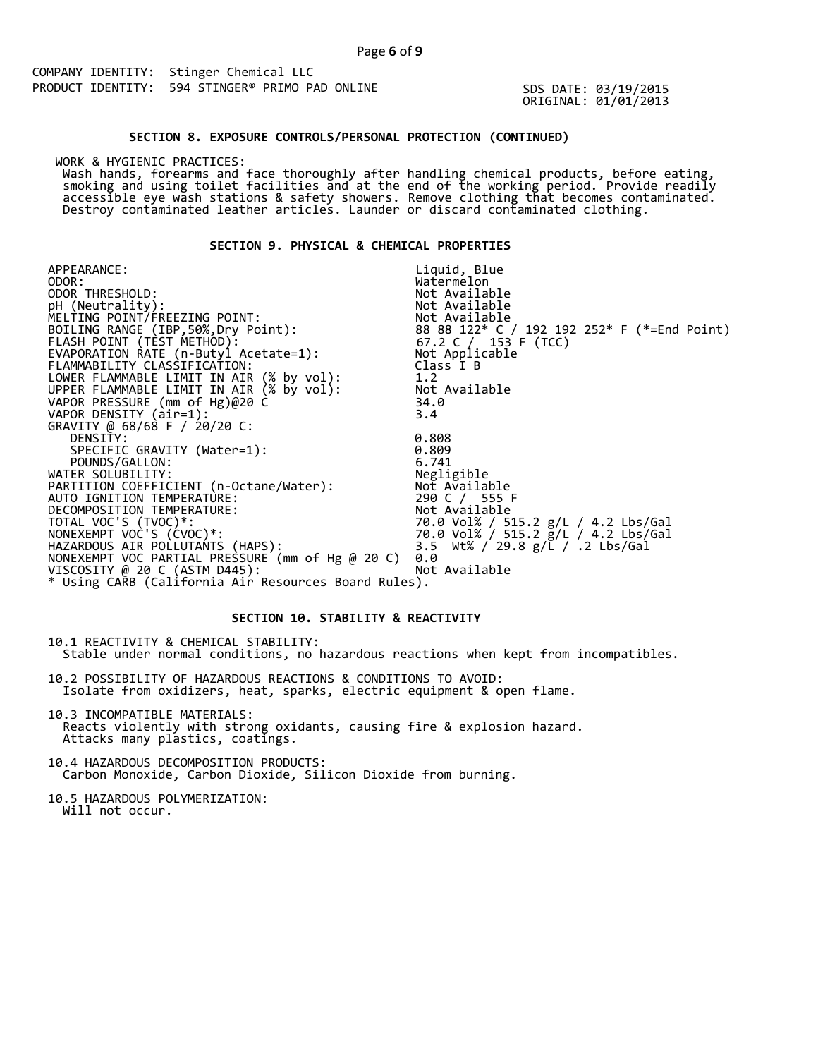COMPANY IDENTITY: Stinger Chemical LLC
PRODUCT IDENTITY: 594 STINGER® PRIMO PAD ONLINE

SDS DATE: 03/19/2015
ORIGINAL: 01/01/2013

## SECTION 8. EXPOSURE CONTROLS/PERSONAL PROTECTION (CONTINUED)

WORK & HYGIENIC PRACTICES:
Wash hands, forearms and face thoroughly after handling chemical products, before eating, smoking and using toilet facilities and at the end of the working period. Provide readily accessible eye wash stations & safety showers. Remove clothing that becomes contaminated. Destroy contaminated leather articles. Launder or discard contaminated clothing.

## SECTION 9. PHYSICAL & CHEMICAL PROPERTIES

| Property | Value |
|---|---|
| APPEARANCE: | Liquid, Blue |
| ODOR: | Watermelon |
| ODOR THRESHOLD: | Not Available |
| pH (Neutrality): | Not Available |
| MELTING POINT/FREEZING POINT: | Not Available |
| BOILING RANGE (IBP,50%,Dry Point): | 88 88 122* C / 192 192 252* F (*=End Point) |
| FLASH POINT (TEST METHOD): | 67.2 C / 153 F (TCC) |
| EVAPORATION RATE (n-Butyl Acetate=1): | Not Applicable |
| FLAMMABILITY CLASSIFICATION: | Class I B |
| LOWER FLAMMABLE LIMIT IN AIR (% by vol): | 1.2 |
| UPPER FLAMMABLE LIMIT IN AIR (% by vol): | Not Available |
| VAPOR PRESSURE (mm of Hg)@20 C | 34.0 |
| VAPOR DENSITY (air=1): | 3.4 |
| GRAVITY @ 68/68 F / 20/20 C: | |
| DENSITY: | 0.808 |
| SPECIFIC GRAVITY (Water=1): | 0.809 |
| POUNDS/GALLON: | 6.741 |
| WATER SOLUBILITY: | Negligible |
| PARTITION COEFFICIENT (n-Octane/Water): | Not Available |
| AUTO IGNITION TEMPERATURE: | 290 C / 555 F |
| DECOMPOSITION TEMPERATURE: | Not Available |
| TOTAL VOC'S (TVOC)*: | 70.0 Vol% / 515.2 g/L / 4.2 Lbs/Gal |
| NONEXEMPT VOC'S (CVOC)*: | 70.0 Vol% / 515.2 g/L / 4.2 Lbs/Gal |
| HAZARDOUS AIR POLLUTANTS (HAPS): | 3.5 Wt% / 29.8 g/L / .2 Lbs/Gal |
| NONEXEMPT VOC PARTIAL PRESSURE (mm of Hg @ 20 C) | 0.0 |
| VISCOSITY @ 20 C (ASTM D445): | Not Available |

* Using CARB (California Air Resources Board Rules).

## SECTION 10. STABILITY & REACTIVITY

10.1 REACTIVITY & CHEMICAL STABILITY:
Stable under normal conditions, no hazardous reactions when kept from incompatibles.

10.2 POSSIBILITY OF HAZARDOUS REACTIONS & CONDITIONS TO AVOID:
Isolate from oxidizers, heat, sparks, electric equipment & open flame.

10.3 INCOMPATIBLE MATERIALS:
Reacts violently with strong oxidants, causing fire & explosion hazard.
Attacks many plastics, coatings.

10.4 HAZARDOUS DECOMPOSITION PRODUCTS:
Carbon Monoxide, Carbon Dioxide, Silicon Dioxide from burning.

10.5 HAZARDOUS POLYMERIZATION:
Will not occur.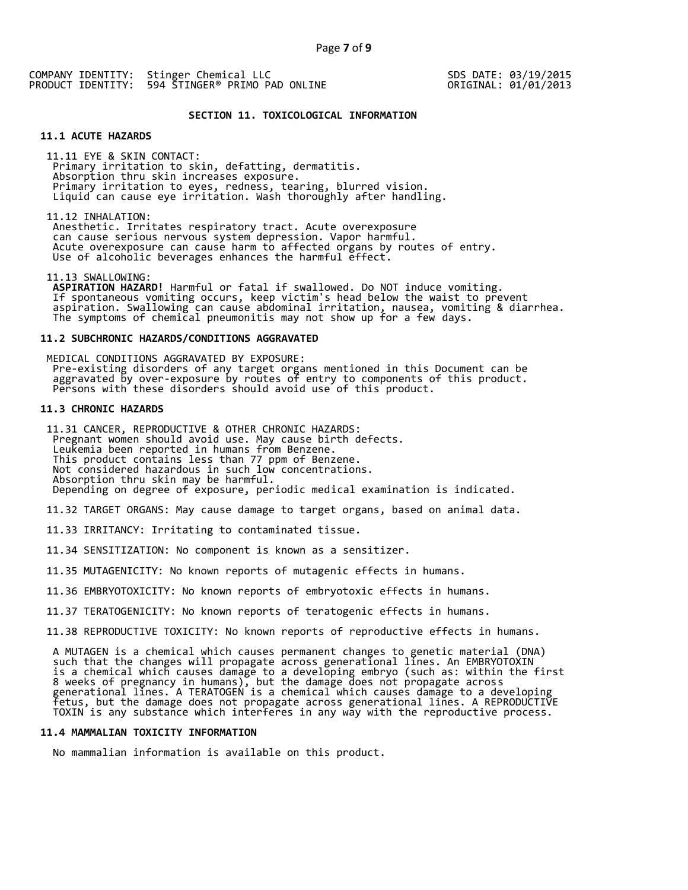COMPANY IDENTITY: Stinger Chemical LLC
PRODUCT IDENTITY: 594 STINGER® PRIMO PAD ONLINE

SDS DATE: 03/19/2015
ORIGINAL: 01/01/2013

## SECTION 11. TOXICOLOGICAL INFORMATION

### 11.1 ACUTE HAZARDS

11.11 EYE & SKIN CONTACT:
Primary irritation to skin, defatting, dermatitis.
Absorption thru skin increases exposure.
Primary irritation to eyes, redness, tearing, blurred vision.
Liquid can cause eye irritation. Wash thoroughly after handling.

11.12 INHALATION:
Anesthetic. Irritates respiratory tract. Acute overexposure can cause serious nervous system depression. Vapor harmful.
Acute overexposure can cause harm to affected organs by routes of entry.
Use of alcoholic beverages enhances the harmful effect.

11.13 SWALLOWING:
**ASPIRATION HAZARD!** Harmful or fatal if swallowed. Do NOT induce vomiting.
If spontaneous vomiting occurs, keep victim's head below the waist to prevent aspiration. Swallowing can cause abdominal irritation, nausea, vomiting & diarrhea.
The symptoms of chemical pneumonitis may not show up for a few days.

### 11.2 SUBCHRONIC HAZARDS/CONDITIONS AGGRAVATED

MEDICAL CONDITIONS AGGRAVATED BY EXPOSURE:
Pre-existing disorders of any target organs mentioned in this Document can be aggravated by over-exposure by routes of entry to components of this product.
Persons with these disorders should avoid use of this product.

### 11.3 CHRONIC HAZARDS

11.31 CANCER, REPRODUCTIVE & OTHER CHRONIC HAZARDS:
Pregnant women should avoid use. May cause birth defects.
Leukemia been reported in humans from Benzene.
This product contains less than 77 ppm of Benzene.
Not considered hazardous in such low concentrations.
Absorption thru skin may be harmful.
Depending on degree of exposure, periodic medical examination is indicated.

11.32 TARGET ORGANS: May cause damage to target organs, based on animal data.

11.33 IRRITANCY: Irritating to contaminated tissue.

11.34 SENSITIZATION: No component is known as a sensitizer.

11.35 MUTAGENICITY: No known reports of mutagenic effects in humans.

11.36 EMBRYOTOXICITY: No known reports of embryotoxic effects in humans.

11.37 TERATOGENICITY: No known reports of teratogenic effects in humans.

11.38 REPRODUCTIVE TOXICITY: No known reports of reproductive effects in humans.

A MUTAGEN is a chemical which causes permanent changes to genetic material (DNA) such that the changes will propagate across generational lines. An EMBRYOTOXIN is a chemical which causes damage to a developing embryo (such as: within the first 8 weeks of pregnancy in humans), but the damage does not propagate across generational lines. A TERATOGEN is a chemical which causes damage to a developing fetus, but the damage does not propagate across generational lines. A REPRODUCTIVE TOXIN is any substance which interferes in any way with the reproductive process.

### 11.4 MAMMALIAN TOXICITY INFORMATION

No mammalian information is available on this product.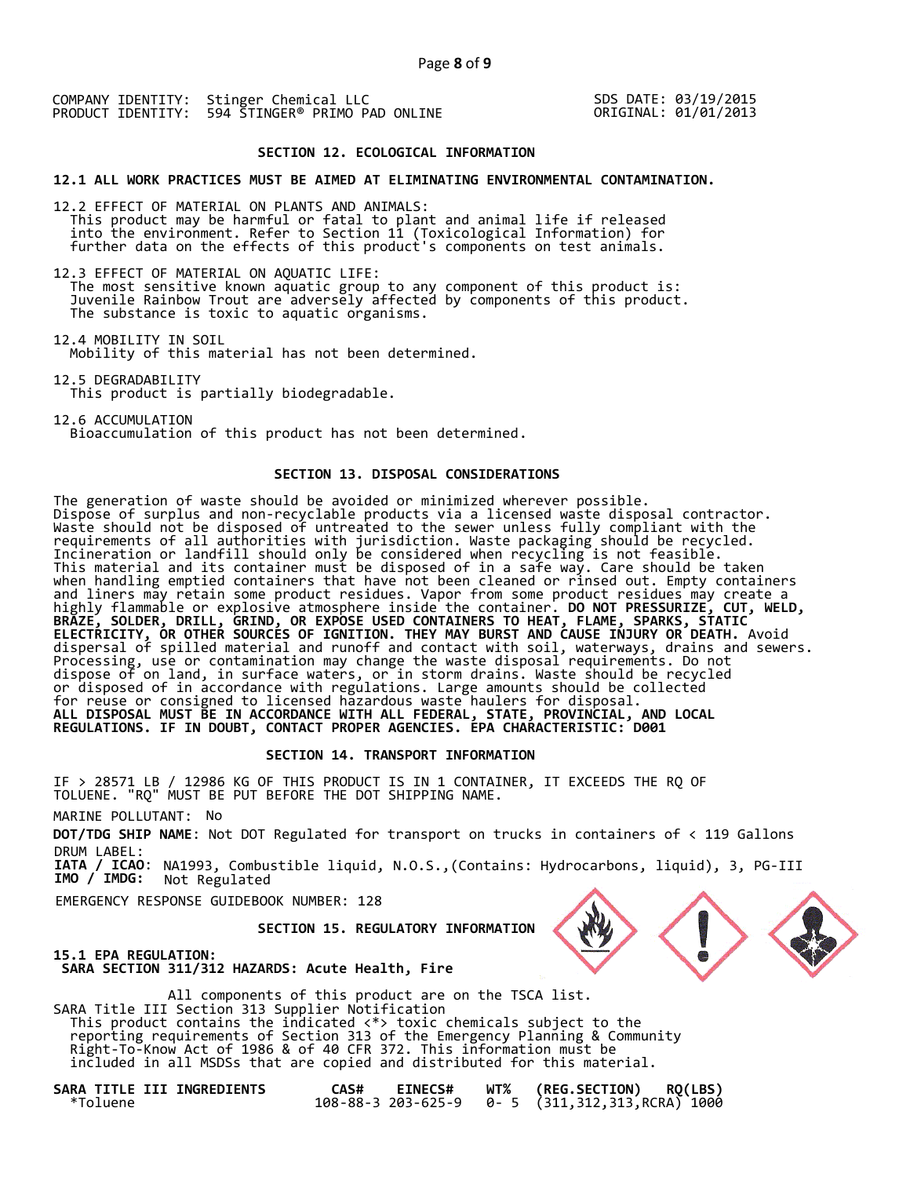COMPANY IDENTITY: Stinger Chemical LLC
PRODUCT IDENTITY: 594 STINGER® PRIMO PAD ONLINE

SDS DATE: 03/19/2015
ORIGINAL: 01/01/2013

## SECTION 12. ECOLOGICAL INFORMATION

**12.1 ALL WORK PRACTICES MUST BE AIMED AT ELIMINATING ENVIRONMENTAL CONTAMINATION.**

12.2 EFFECT OF MATERIAL ON PLANTS AND ANIMALS:
This product may be harmful or fatal to plant and animal life if released into the environment. Refer to Section 11 (Toxicological Information) for further data on the effects of this product's components on test animals.

12.3 EFFECT OF MATERIAL ON AQUATIC LIFE:
The most sensitive known aquatic group to any component of this product is: Juvenile Rainbow Trout are adversely affected by components of this product. The substance is toxic to aquatic organisms.

12.4 MOBILITY IN SOIL
Mobility of this material has not been determined.

12.5 DEGRADABILITY
This product is partially biodegradable.

12.6 ACCUMULATION
Bioaccumulation of this product has not been determined.

## SECTION 13. DISPOSAL CONSIDERATIONS

The generation of waste should be avoided or minimized wherever possible. Dispose of surplus and non-recyclable products via a licensed waste disposal contractor. Waste should not be disposed of untreated to the sewer unless fully compliant with the requirements of all authorities with jurisdiction. Waste packaging should be recycled. Incineration or landfill should only be considered when recycling is not feasible. This material and its container must be disposed of in a safe way. Care should be taken when handling emptied containers that have not been cleaned or rinsed out. Empty containers and liners may retain some product residues. Vapor from some product residues may create a highly flammable or explosive atmosphere inside the container. **DO NOT PRESSURIZE, CUT, WELD, BRAZE, SOLDER, DRILL, GRIND, OR EXPOSE USED CONTAINERS TO HEAT, FLAME, SPARKS, STATIC ELECTRICITY, OR OTHER SOURCES OF IGNITION. THEY MAY BURST AND CAUSE INJURY OR DEATH.** Avoid dispersal of spilled material and runoff and contact with soil, waterways, drains and sewers. Processing, use or contamination may change the waste disposal requirements. Do not dispose of on land, in surface waters, or in storm drains. Waste should be recycled or disposed of in accordance with regulations. Large amounts should be collected for reuse or consigned to licensed hazardous waste haulers for disposal.
**ALL DISPOSAL MUST BE IN ACCORDANCE WITH ALL FEDERAL, STATE, PROVINCIAL, AND LOCAL REGULATIONS. IF IN DOUBT, CONTACT PROPER AGENCIES. EPA CHARACTERISTIC: D001**

## SECTION 14. TRANSPORT INFORMATION

IF > 28571 LB / 12986 KG OF THIS PRODUCT IS IN 1 CONTAINER, IT EXCEEDS THE RQ OF TOLUENE. "RQ" MUST BE PUT BEFORE THE DOT SHIPPING NAME.

MARINE POLLUTANT: No

**DOT/TDG SHIP NAME**: Not DOT Regulated for transport on trucks in containers of < 119 Gallons
DRUM LABEL:
**IATA / ICAO**: NA1993, Combustible liquid, N.O.S.,(Contains: Hydrocarbons, liquid), 3, PG-III
**IMO / IMDG:** Not Regulated

EMERGENCY RESPONSE GUIDEBOOK NUMBER: 128

## SECTION 15. REGULATORY INFORMATION

**15.1 EPA REGULATION:**
**SARA SECTION 311/312 HAZARDS: Acute Health, Fire**

All components of this product are on the TSCA list.
SARA Title III Section 313 Supplier Notification
This product contains the indicated <*> toxic chemicals subject to the reporting requirements of Section 313 of the Emergency Planning & Community Right-To-Know Act of 1986 & of 40 CFR 372. This information must be included in all MSDSs that are copied and distributed for this material.

| SARA TITLE III INGREDIENTS | CAS# | EINECS# | WT% | (REG.SECTION) | RQ(LBS) |
|---|---|---|---|---|---|
| *Toluene | 108-88-3 | 203-625-9 | 0- 5 | (311,312,313,RCRA) | 1000 |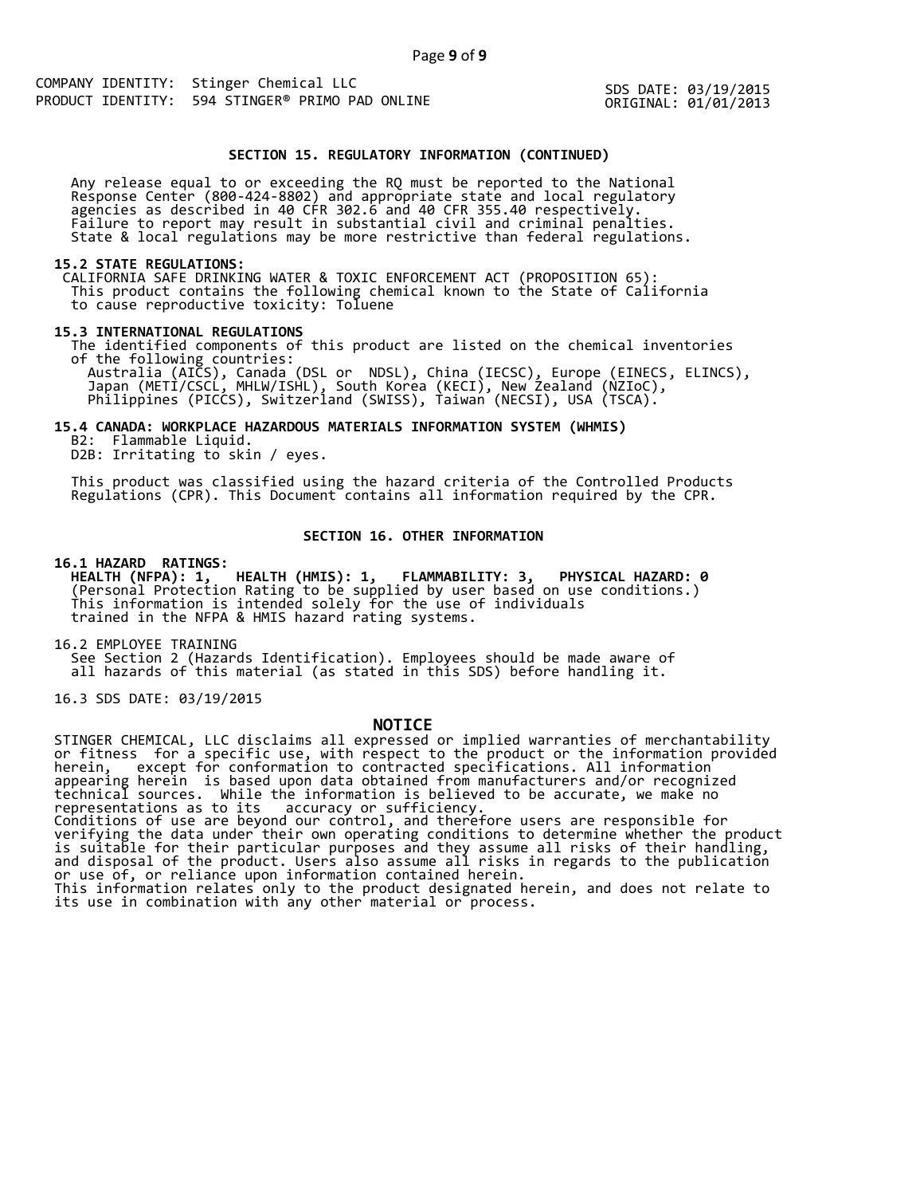## SECTION 15. REGULATORY INFORMATION (CONTINUED)

Any release equal to or exceeding the RQ must be reported to the National Response Center (800-424-8802) and appropriate state and local regulatory agencies as described in 40 CFR 302.6 and 40 CFR 355.40 respectively. Failure to report may result in substantial civil and criminal penalties. State & local regulations may be more restrictive than federal regulations.

**15.2 STATE REGULATIONS:**

CALIFORNIA SAFE DRINKING WATER & TOXIC ENFORCEMENT ACT (PROPOSITION 65): This product contains the following chemical known to the State of California to cause reproductive toxicity: Toluene

**15.3 INTERNATIONAL REGULATIONS**

The identified components of this product are listed on the chemical inventories of the following countries:
Australia (AICS), Canada (DSL or NDSL), China (IECSC), Europe (EINECS, ELINCS), Japan (METI/CSCL, MHLW/ISHL), South Korea (KECI), New Zealand (NZIoC), Philippines (PICCS), Switzerland (SWISS), Taiwan (NECSI), USA (TSCA).

**15.4 CANADA: WORKPLACE HAZARDOUS MATERIALS INFORMATION SYSTEM (WHMIS)**

B2: Flammable Liquid.
D2B: Irritating to skin / eyes.

This product was classified using the hazard criteria of the Controlled Products Regulations (CPR). This Document contains all information required by the CPR.

## SECTION 16. OTHER INFORMATION

**16.1 HAZARD RATINGS:**

**HEALTH (NFPA): 1, HEALTH (HMIS): 1, FLAMMABILITY: 3, PHYSICAL HAZARD: 0**
(Personal Protection Rating to be supplied by user based on use conditions.)
This information is intended solely for the use of individuals trained in the NFPA & HMIS hazard rating systems.

16.2 EMPLOYEE TRAINING

See Section 2 (Hazards Identification). Employees should be made aware of all hazards of this material (as stated in this SDS) before handling it.

16.3 SDS DATE: 03/19/2015

**NOTICE**

STINGER CHEMICAL, LLC disclaims all expressed or implied warranties of merchantability or fitness for a specific use, with respect to the product or the information provided herein, except for conformation to contracted specifications. All information appearing herein is based upon data obtained from manufacturers and/or recognized technical sources. While the information is believed to be accurate, we make no representations as to its accuracy or sufficiency.
Conditions of use are beyond our control, and therefore users are responsible for verifying the data under their own operating conditions to determine whether the product is suitable for their particular purposes and they assume all risks of their handling, and disposal of the product. Users also assume all risks in regards to the publication or use of, or reliance upon information contained herein.
This information relates only to the product designated herein, and does not relate to its use in combination with any other material or process.